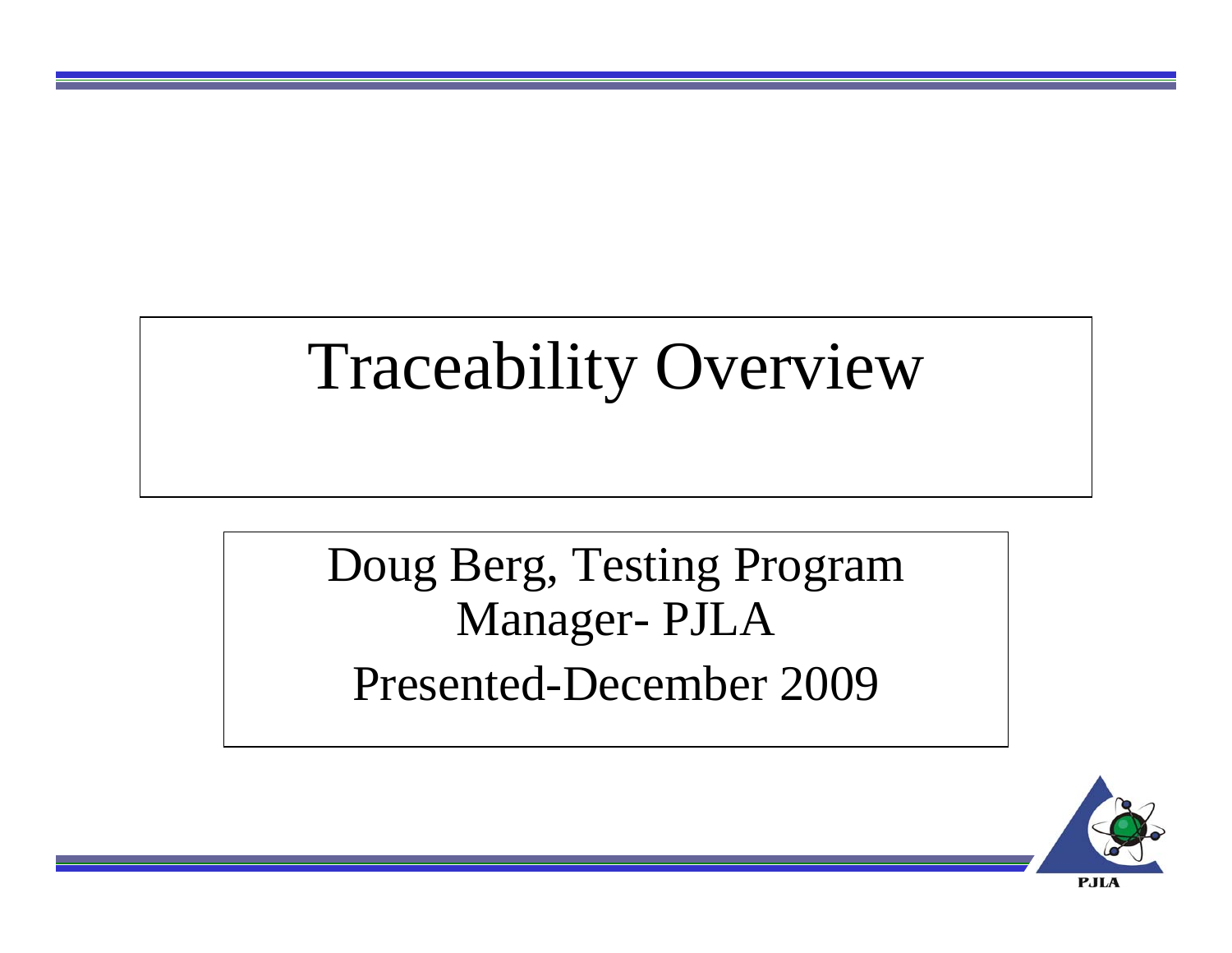# Traceability Overview

Doug Berg, Testing Program Manager- PJLA

Presented-December 2009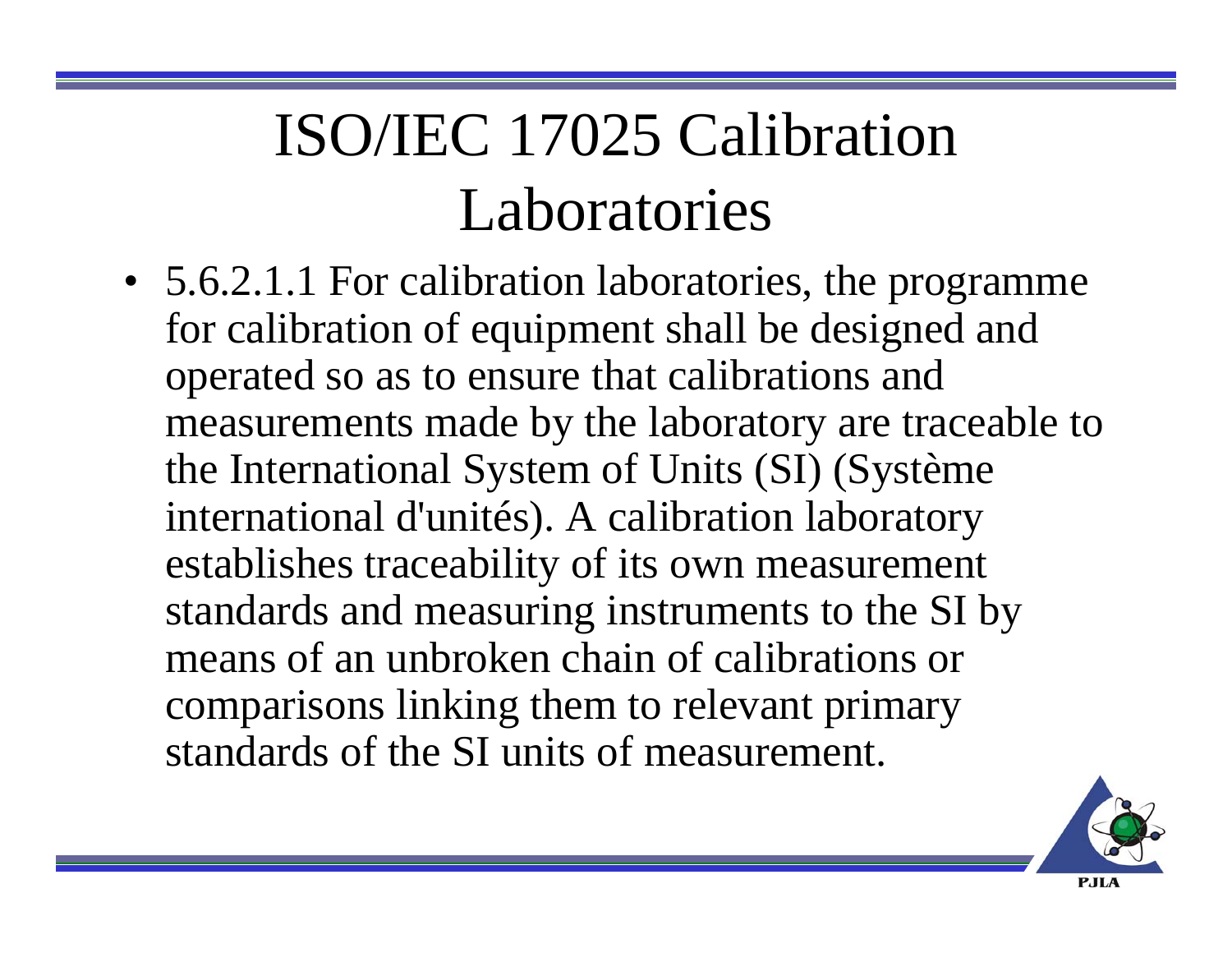# ISO/IEC 17025 Calibration Laboratories

- 5.6.2.1.1 For calibration laboratories, the programme for calibration of equipment shall be designed and operated so as to ensure that calibrations and measurements made by the laboratory are traceable to the International System of Units (SI) (Système international d'unités). A calibration laboratory establishes traceability of its own measurement standards and measuring instruments to the SI by means of an unbroken chain of calibrations or comparisons linking them to relevant primary standards of the SI units of measurement.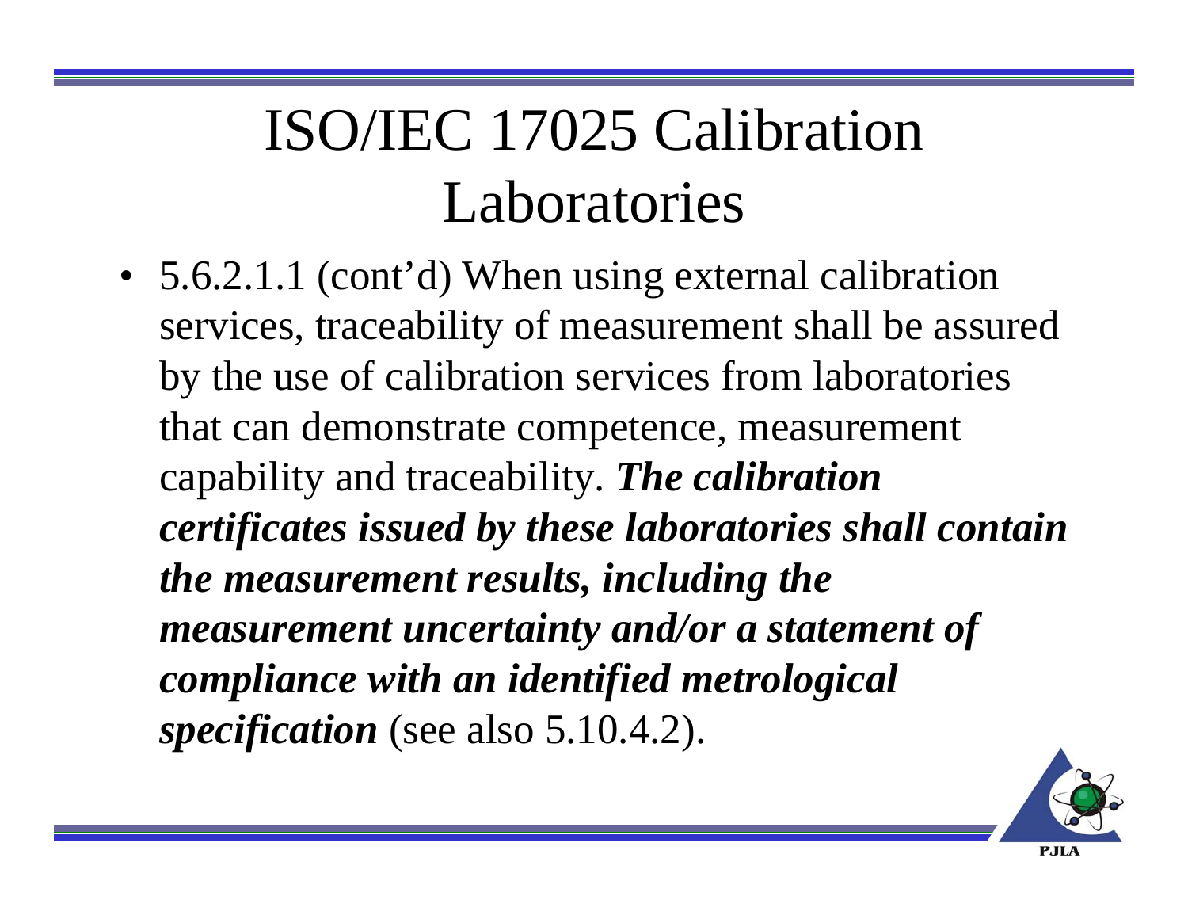# ISO/IEC 17025 Calibration Laboratories

- 5.6.2.1.1 (cont'd) When using external calibration services, traceability of measurement shall be assured by the use of calibration services from laboratories that can demonstrate competence, measurement capability and traceability. ***The calibration certificates issued by these laboratories shall contain the measurement results, including the measurement uncertainty and/or a statement of compliance with an identified metrological specification*** (see also 5.10.4.2).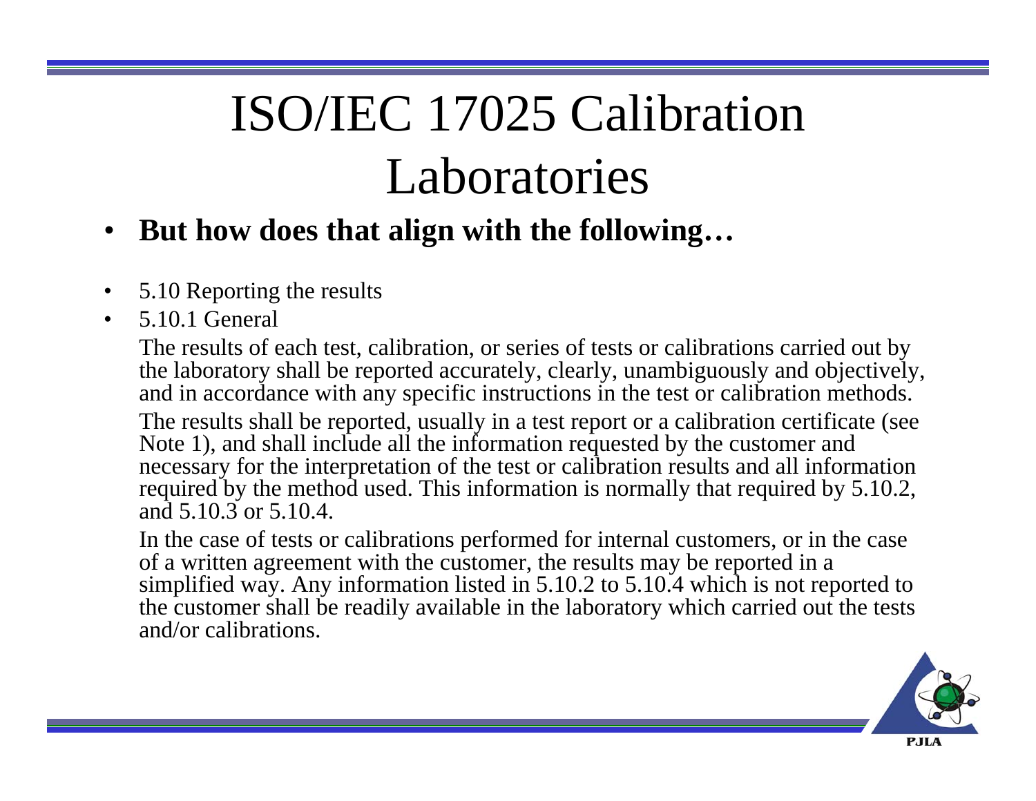# ISO/IEC 17025 Calibration Laboratories

- **But how does that align with the following…**

- 5.10 Reporting the results
- 5.10.1 General

  The results of each test, calibration, or series of tests or calibrations carried out by the laboratory shall be reported accurately, clearly, unambiguously and objectively, and in accordance with any specific instructions in the test or calibration methods.

  The results shall be reported, usually in a test report or a calibration certificate (see Note 1), and shall include all the information requested by the customer and necessary for the interpretation of the test or calibration results and all information required by the method used. This information is normally that required by 5.10.2, and 5.10.3 or 5.10.4.

  In the case of tests or calibrations performed for internal customers, or in the case of a written agreement with the customer, the results may be reported in a simplified way. Any information listed in 5.10.2 to 5.10.4 which is not reported to the customer shall be readily available in the laboratory which carried out the tests and/or calibrations.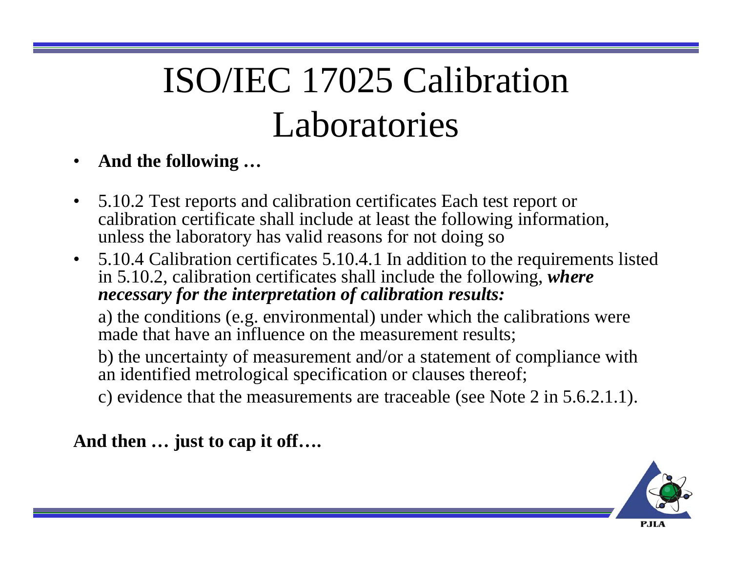# ISO/IEC 17025 Calibration Laboratories

- **And the following …**
- 5.10.2 Test reports and calibration certificates Each test report or calibration certificate shall include at least the following information, unless the laboratory has valid reasons for not doing so
- 5.10.4 Calibration certificates 5.10.4.1 In addition to the requirements listed in 5.10.2, calibration certificates shall include the following, ***where necessary for the interpretation of calibration results:***

  a) the conditions (e.g. environmental) under which the calibrations were made that have an influence on the measurement results;

  b) the uncertainty of measurement and/or a statement of compliance with an identified metrological specification or clauses thereof;

  c) evidence that the measurements are traceable (see Note 2 in 5.6.2.1.1).

**And then … just to cap it off….**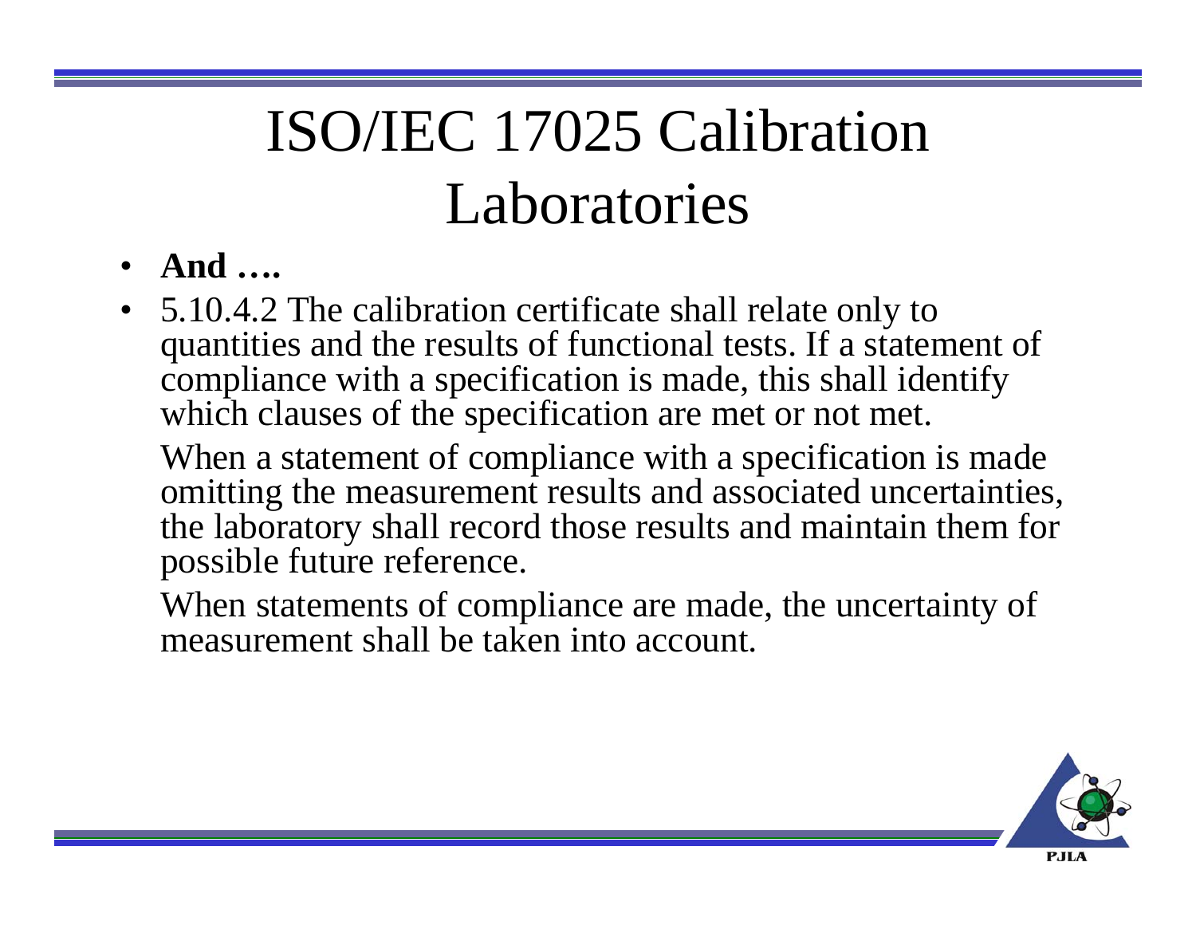# ISO/IEC 17025 Calibration Laboratories

- **And ….**
- 5.10.4.2 The calibration certificate shall relate only to quantities and the results of functional tests. If a statement of compliance with a specification is made, this shall identify which clauses of the specification are met or not met.

  When a statement of compliance with a specification is made omitting the measurement results and associated uncertainties, the laboratory shall record those results and maintain them for possible future reference.

  When statements of compliance are made, the uncertainty of measurement shall be taken into account.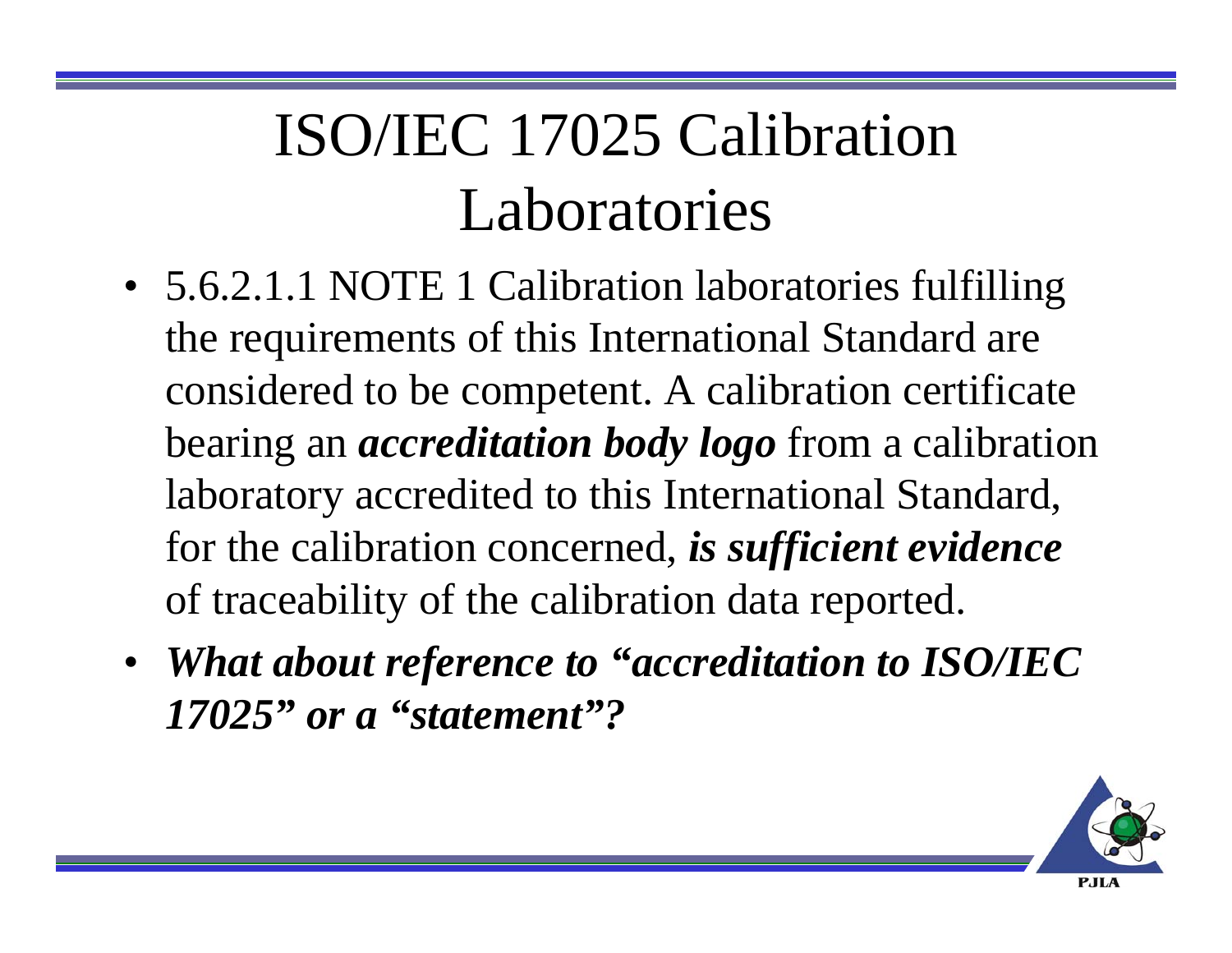# ISO/IEC 17025 Calibration Laboratories

- 5.6.2.1.1 NOTE 1 Calibration laboratories fulfilling the requirements of this International Standard are considered to be competent. A calibration certificate bearing an ***accreditation body logo*** from a calibration laboratory accredited to this International Standard, for the calibration concerned, ***is sufficient evidence*** of traceability of the calibration data reported.
- ***What about reference to "accreditation to ISO/IEC 17025" or a "statement"?***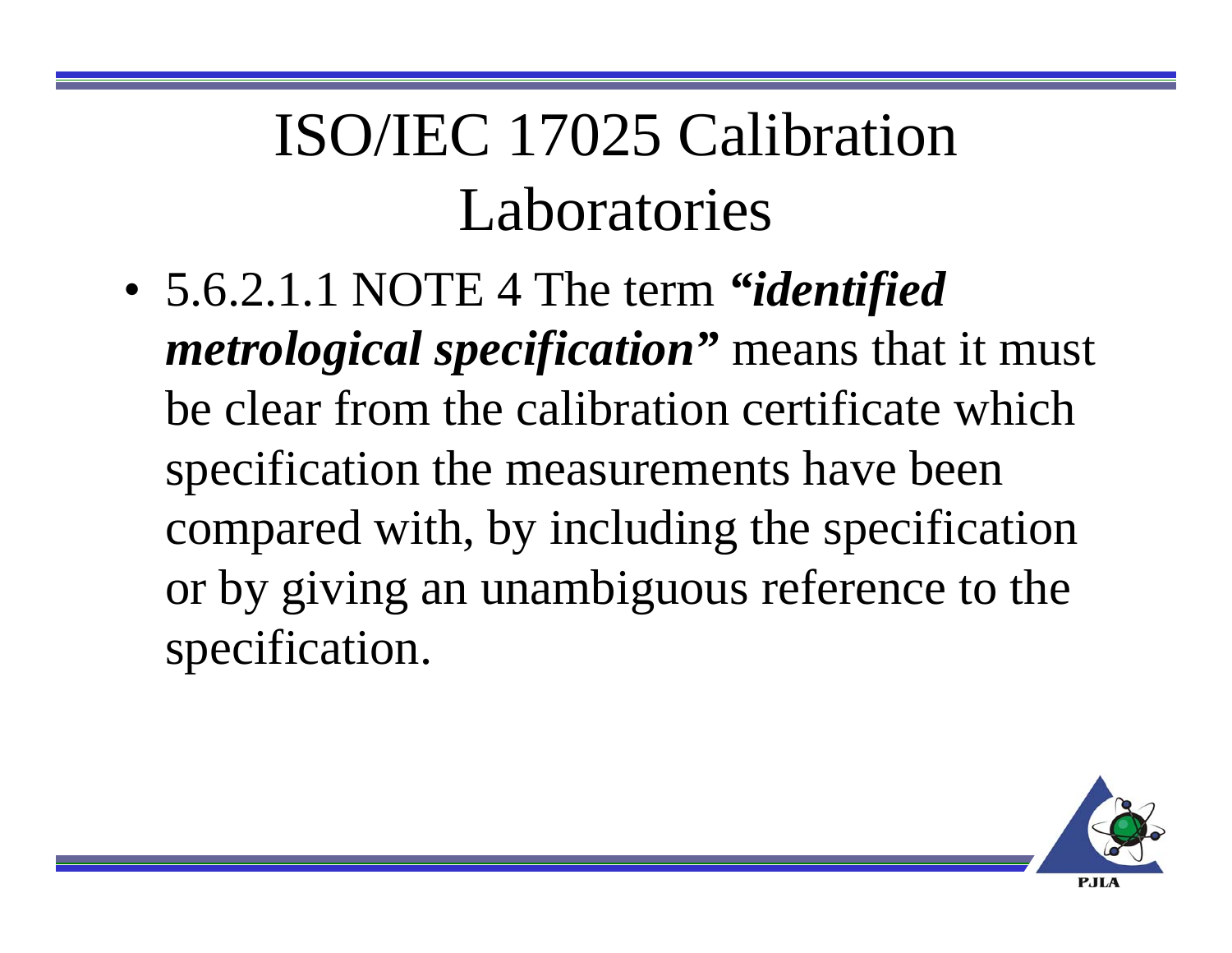# ISO/IEC 17025 Calibration Laboratories

- 5.6.2.1.1 NOTE 4 The term ***"identified metrological specification"*** means that it must be clear from the calibration certificate which specification the measurements have been compared with, by including the specification or by giving an unambiguous reference to the specification.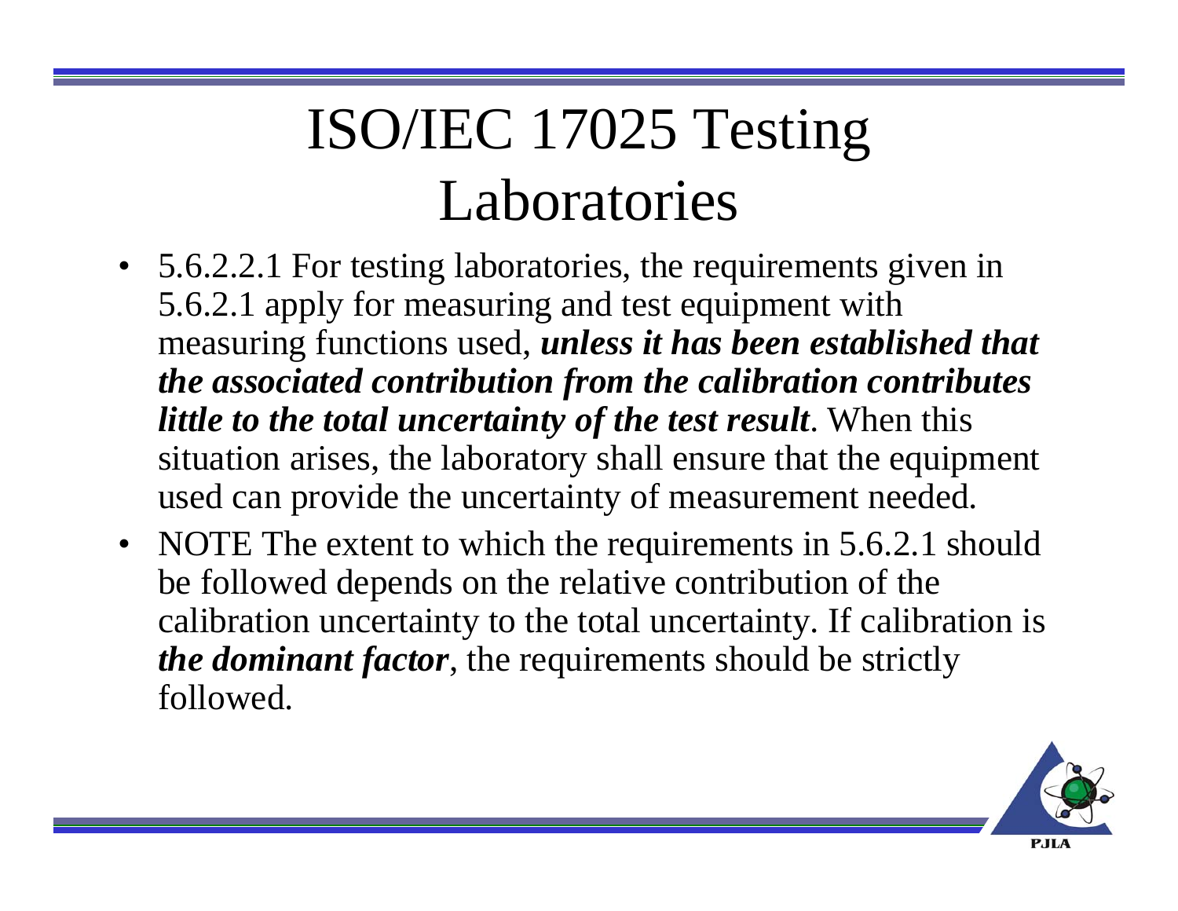# ISO/IEC 17025 Testing Laboratories

- 5.6.2.2.1 For testing laboratories, the requirements given in 5.6.2.1 apply for measuring and test equipment with measuring functions used, ***unless it has been established that the associated contribution from the calibration contributes little to the total uncertainty of the test result***. When this situation arises, the laboratory shall ensure that the equipment used can provide the uncertainty of measurement needed.
- NOTE The extent to which the requirements in 5.6.2.1 should be followed depends on the relative contribution of the calibration uncertainty to the total uncertainty. If calibration is ***the dominant factor***, the requirements should be strictly followed.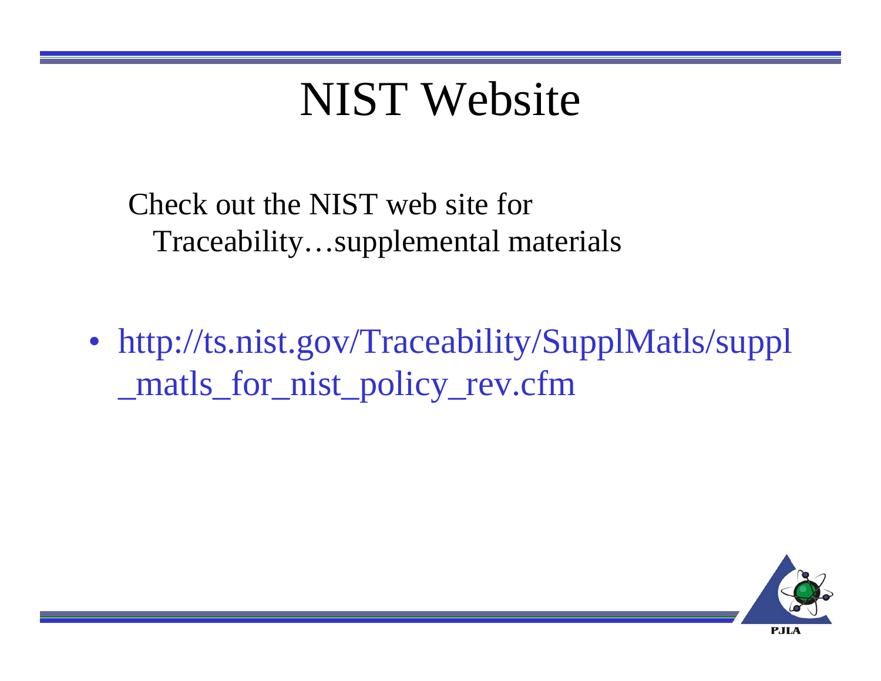# NIST Website

Check out the NIST web site for Traceability…supplemental materials

- http://ts.nist.gov/Traceability/SupplMatls/suppl_matls_for_nist_policy_rev.cfm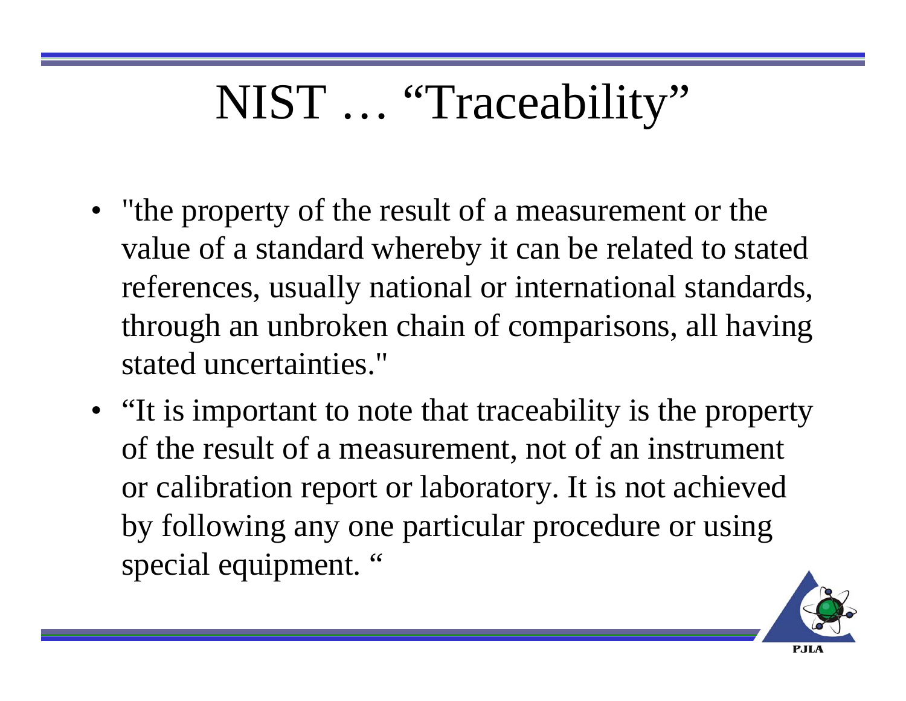# NIST … "Traceability"

- "the property of the result of a measurement or the value of a standard whereby it can be related to stated references, usually national or international standards, through an unbroken chain of comparisons, all having stated uncertainties."
- "It is important to note that traceability is the property of the result of a measurement, not of an instrument or calibration report or laboratory. It is not achieved by following any one particular procedure or using special equipment. "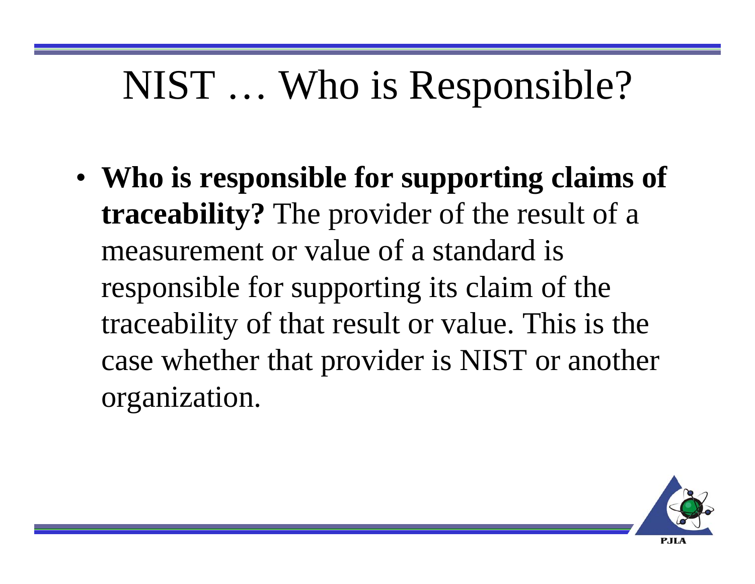# NIST … Who is Responsible?

- **Who is responsible for supporting claims of traceability?** The provider of the result of a measurement or value of a standard is responsible for supporting its claim of the traceability of that result or value. This is the case whether that provider is NIST or another organization.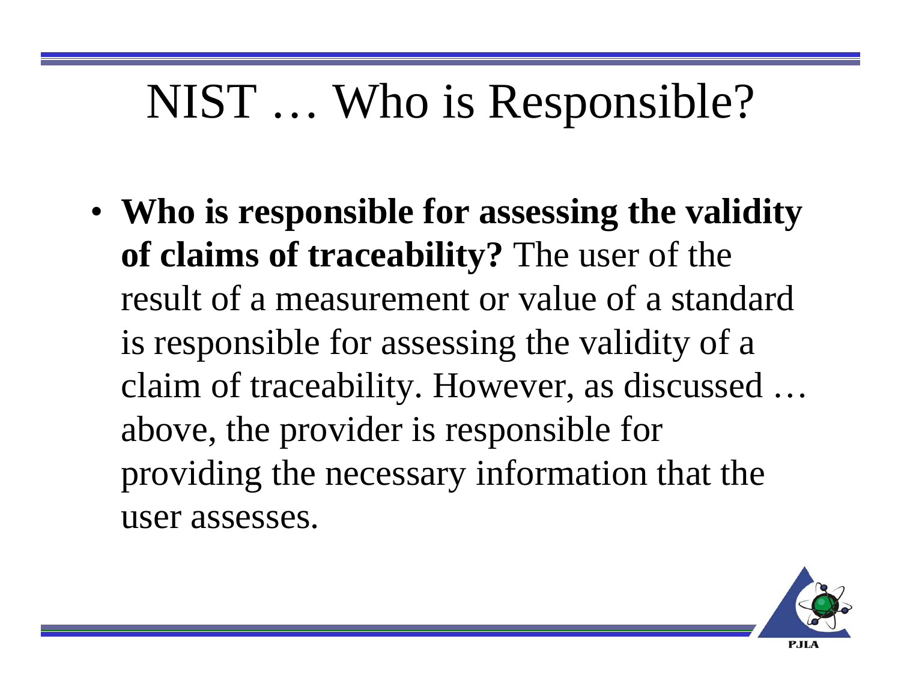# NIST … Who is Responsible?

- **Who is responsible for assessing the validity of claims of traceability?** The user of the result of a measurement or value of a standard is responsible for assessing the validity of a claim of traceability. However, as discussed … above, the provider is responsible for providing the necessary information that the user assesses.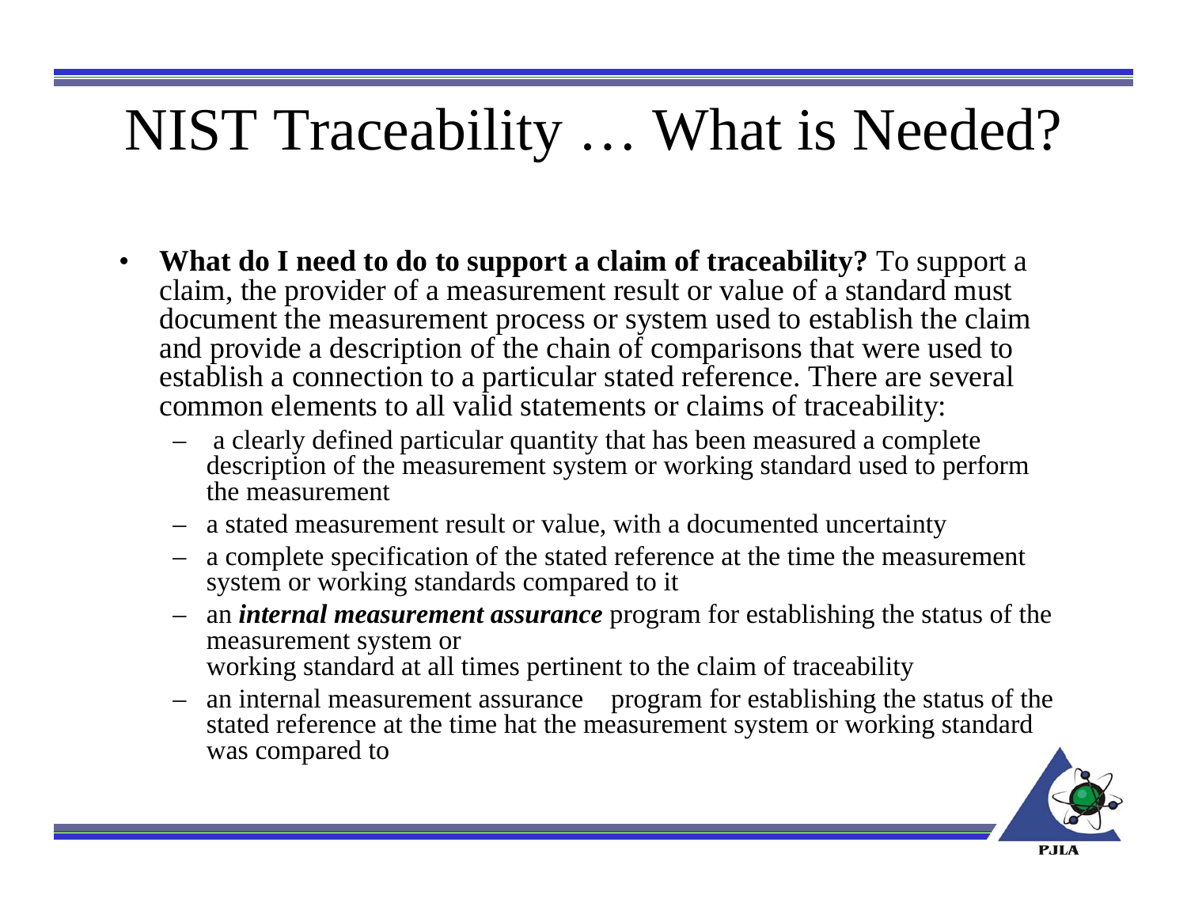# NIST Traceability … What is Needed?

- **What do I need to do to support a claim of traceability?** To support a claim, the provider of a measurement result or value of a standard must document the measurement process or system used to establish the claim and provide a description of the chain of comparisons that were used to establish a connection to a particular stated reference. There are several common elements to all valid statements or claims of traceability:
  - a clearly defined particular quantity that has been measured a complete description of the measurement system or working standard used to perform the measurement
  - a stated measurement result or value, with a documented uncertainty
  - a complete specification of the stated reference at the time the measurement system or working standards compared to it
  - an ***internal measurement assurance*** program for establishing the status of the measurement system or working standard at all times pertinent to the claim of traceability
  - an internal measurement assurance program for establishing the status of the stated reference at the time hat the measurement system or working standard was compared to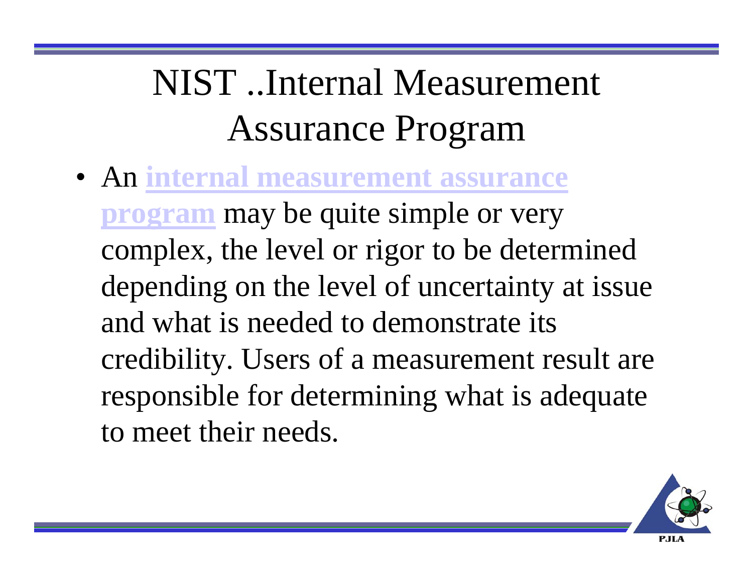# NIST ..Internal Measurement Assurance Program

- An **internal measurement assurance program** may be quite simple or very complex, the level or rigor to be determined depending on the level of uncertainty at issue and what is needed to demonstrate its credibility. Users of a measurement result are responsible for determining what is adequate to meet their needs.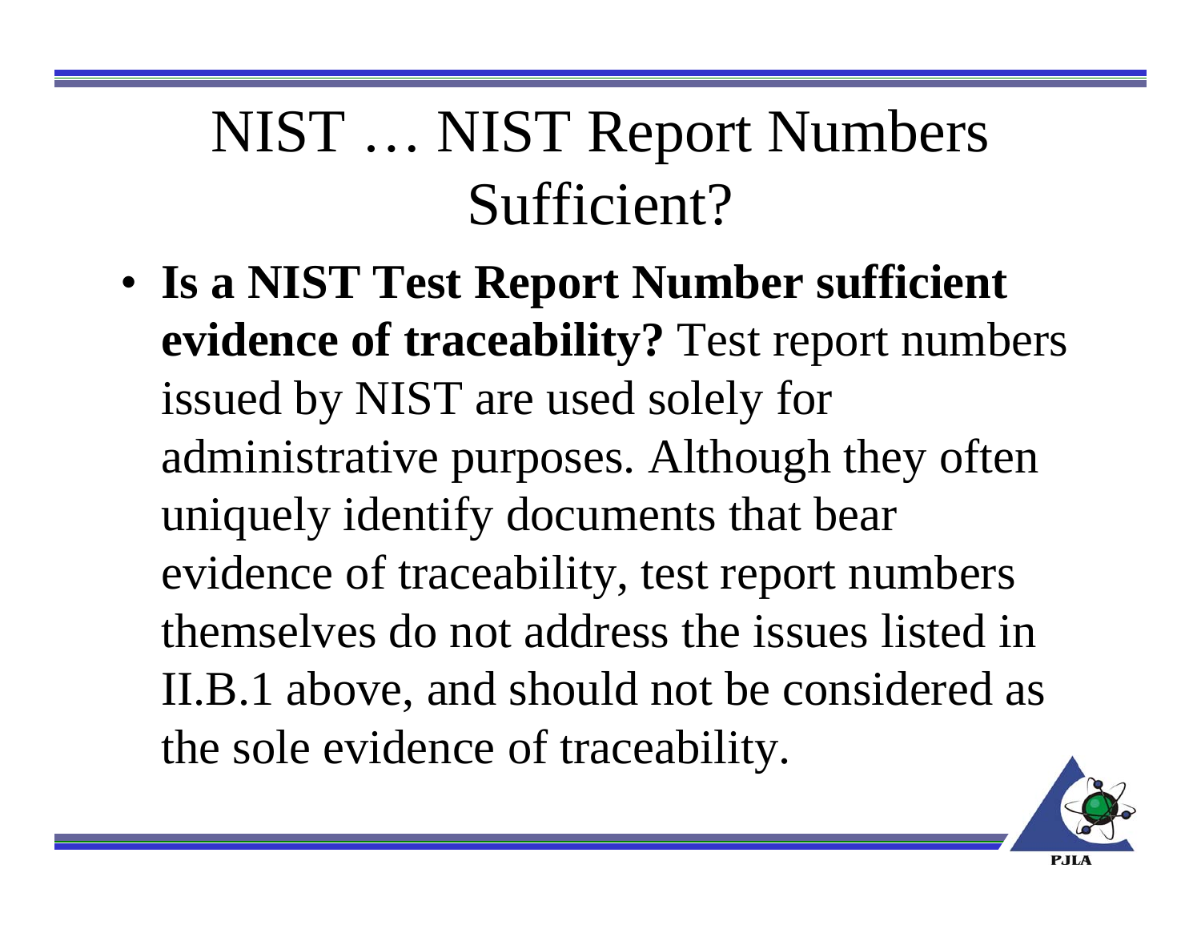# NIST … NIST Report Numbers Sufficient?

- **Is a NIST Test Report Number sufficient evidence of traceability?** Test report numbers issued by NIST are used solely for administrative purposes. Although they often uniquely identify documents that bear evidence of traceability, test report numbers themselves do not address the issues listed in II.B.1 above, and should not be considered as the sole evidence of traceability.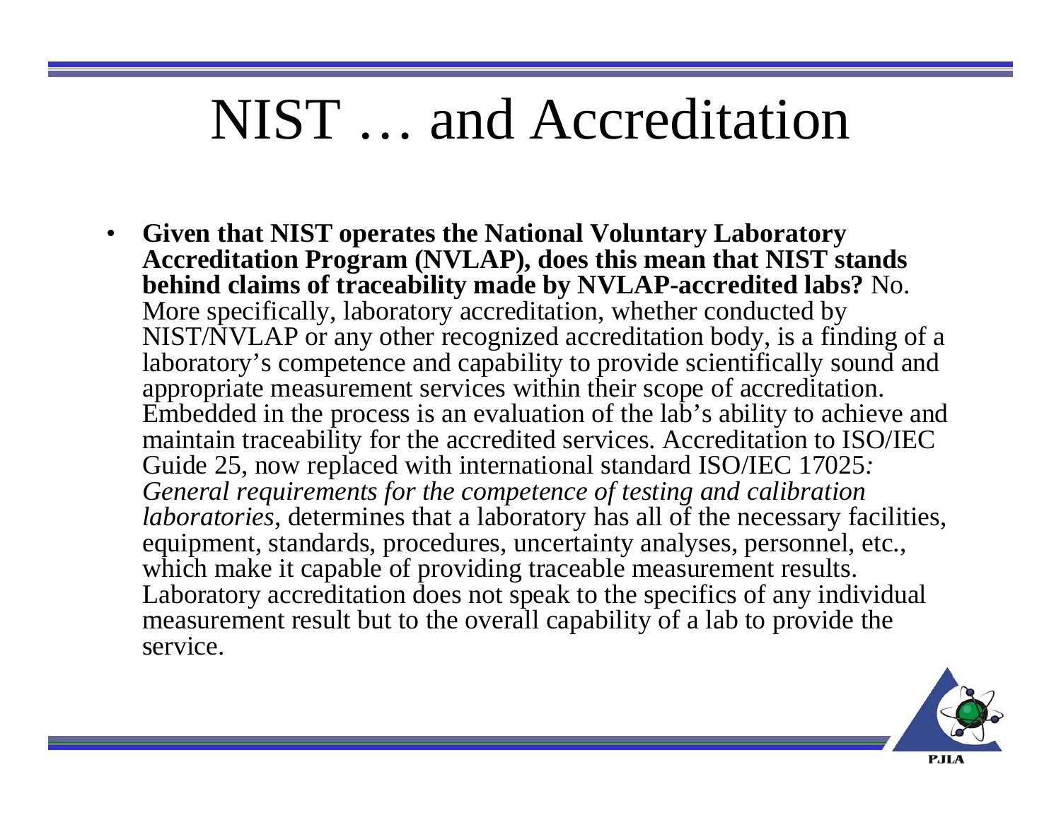# NIST … and Accreditation

- **Given that NIST operates the National Voluntary Laboratory Accreditation Program (NVLAP), does this mean that NIST stands behind claims of traceability made by NVLAP-accredited labs?** No. More specifically, laboratory accreditation, whether conducted by NIST/NVLAP or any other recognized accreditation body, is a finding of a laboratory's competence and capability to provide scientifically sound and appropriate measurement services within their scope of accreditation. Embedded in the process is an evaluation of the lab's ability to achieve and maintain traceability for the accredited services. Accreditation to ISO/IEC Guide 25, now replaced with international standard ISO/IEC 17025*: General requirements for the competence of testing and calibration laboratories*, determines that a laboratory has all of the necessary facilities, equipment, standards, procedures, uncertainty analyses, personnel, etc., which make it capable of providing traceable measurement results. Laboratory accreditation does not speak to the specifics of any individual measurement result but to the overall capability of a lab to provide the service.

PJLA